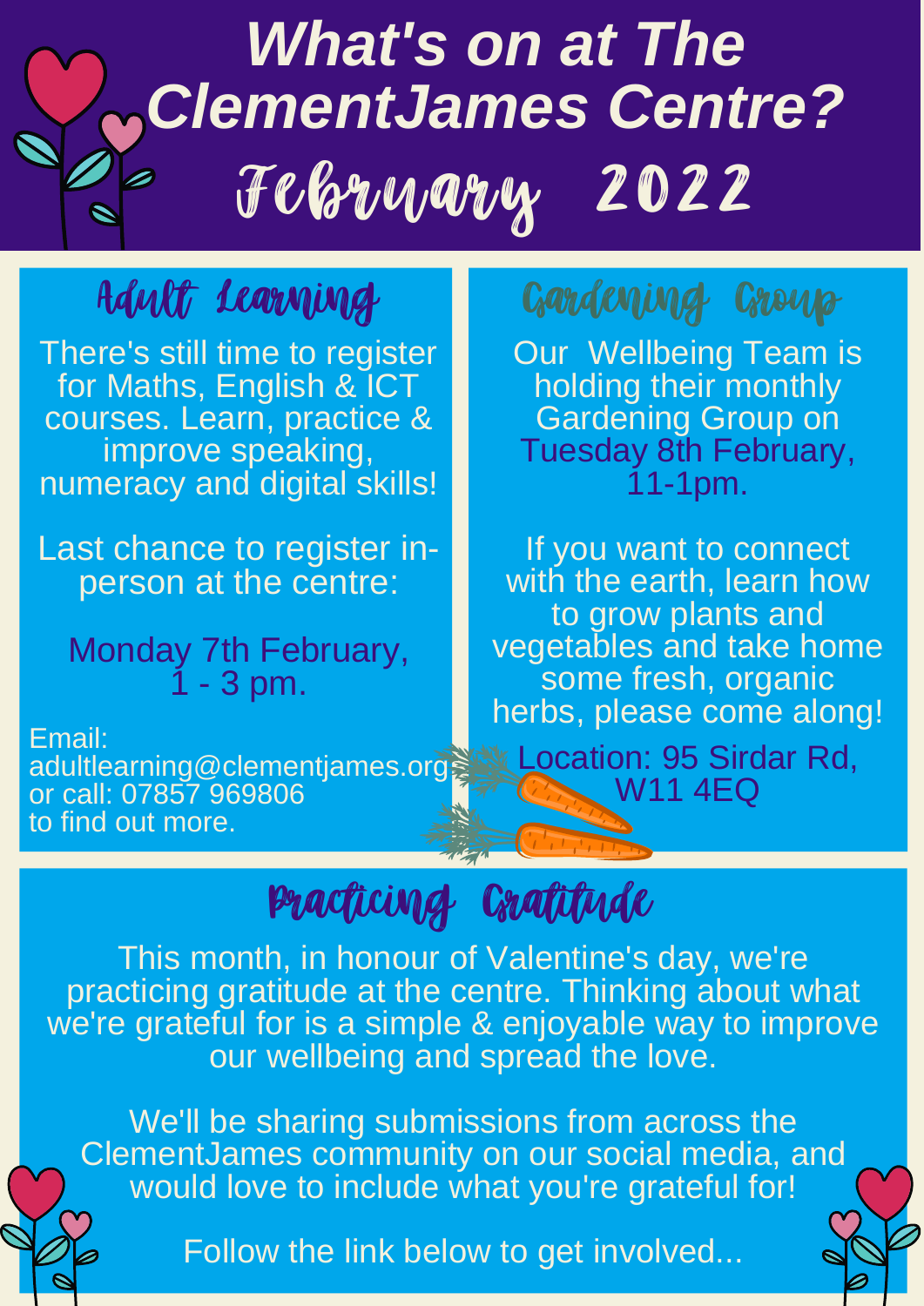# What's on at The ClementJames Centre?

# February 2022

## Adult Learning

There's still time to register for Maths, English & ICT courses. Learn, practice & improve speaking, numeracy and digital skills!

Last chance to register in-person at the centre:

Monday 7th February, 1 - 3 pm.

Email: adultlearning@clementjames.org or call: 07857 969806 to find out more.

## Gardening Group

Our Wellbeing Team is holding their monthly Gardening Group on Tuesday 8th February, 11-1pm.

If you want to connect with the earth, learn how to grow plants and vegetables and take home some fresh, organic herbs, please come along!

Location: 95 Sirdar Rd, W11 4EQ

## Practicing Gratitude

This month, in honour of Valentine's day, we're practicing gratitude at the centre. Thinking about what we're grateful for is a simple & enjoyable way to improve our wellbeing and spread the love.

We'll be sharing submissions from across the ClementJames community on our social media, and would love to include what you're grateful for!

Follow the link below to get involved...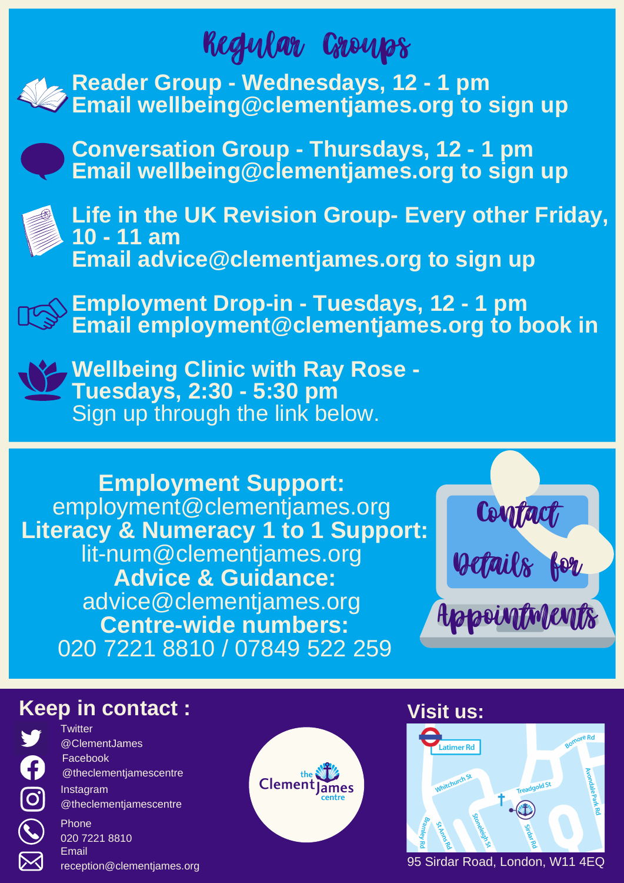# Regular Groups

**Reader Group - Wednesdays, 12 - 1 pm**
**Email wellbeing@clementjames.org to sign up**

**Conversation Group - Thursdays, 12 - 1 pm**
**Email wellbeing@clementjames.org to sign up**

**Life in the UK Revision Group- Every other Friday, 10 - 11 am**
**Email advice@clementjames.org to sign up**

**Employment Drop-in - Tuesdays, 12 - 1 pm**
**Email employment@clementjames.org to book in**

**Wellbeing Clinic with Ray Rose - Tuesdays, 2:30 - 5:30 pm**
Sign up through the link below.

## Contact Details for Appointments

**Employment Support:**
employment@clementjames.org

**Literacy & Numeracy 1 to 1 Support:**
lit-num@clementjames.org

**Advice & Guidance:**
advice@clementjames.org

**Centre-wide numbers:**
020 7221 8810 / 07849 522 259

## Keep in contact :

Twitter
@ClementJames

Facebook
@theclementjamescentre

Instagram
@theclementjamescentre

Phone
020 7221 8810

Email
reception@clementjames.org

the Clement James centre

## Visit us:

Latimer Rd
Bomore Rd
Whitchurch St
Treadgold St
Avondale Park Rd
Bramley Rd
St Anns Rd
Stoneleigh St
Sirdar Rd

95 Sirdar Road, London, W11 4EQ